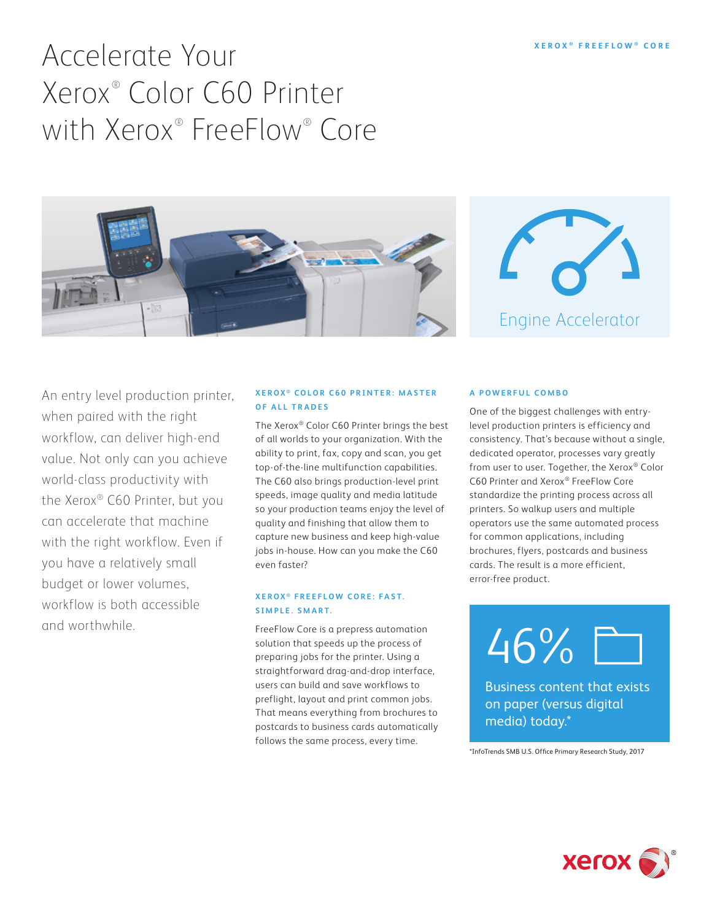# Accelerate Your Xerox® Color C60 Printer with Xerox® FreeFlow® Core

Engine Accelerator

An entry level production printer, when paired with the right workflow, can deliver high-end value. Not only can you achieve world-class productivity with the Xerox® C60 Printer, but you can accelerate that machine with the right workflow. Even if you have a relatively small budget or lower volumes, workflow is both accessible and worthwhile.

### XEROX® COLOR C60 PRINTER: MASTER OF ALL TRADES

The Xerox® Color C60 Printer brings the best of all worlds to your organization. With the ability to print, fax, copy and scan, you get top-of-the-line multifunction capabilities. The C60 also brings production-level print speeds, image quality and media latitude so your production teams enjoy the level of quality and finishing that allow them to capture new business and keep high-value jobs in-house. How can you make the C60 even faster?

### XEROX® FREEFLOW CORE: FAST. SIMPLE. SMART.

FreeFlow Core is a prepress automation solution that speeds up the process of preparing jobs for the printer. Using a straightforward drag-and-drop interface, users can build and save workflows to preflight, layout and print common jobs. That means everything from brochures to postcards to business cards automatically follows the same process, every time.

### A POWERFUL COMBO

One of the biggest challenges with entry-level production printers is efficiency and consistency. That's because without a single, dedicated operator, processes vary greatly from user to user. Together, the Xerox® Color C60 Printer and Xerox® FreeFlow Core standardize the printing process across all printers. So walkup users and multiple operators use the same automated process for common applications, including brochures, flyers, postcards and business cards. The result is a more efficient, error-free product.

**46%**

Business content that exists on paper (versus digital media) today.*

*InfoTrends SMB U.S. Office Primary Research Study, 2017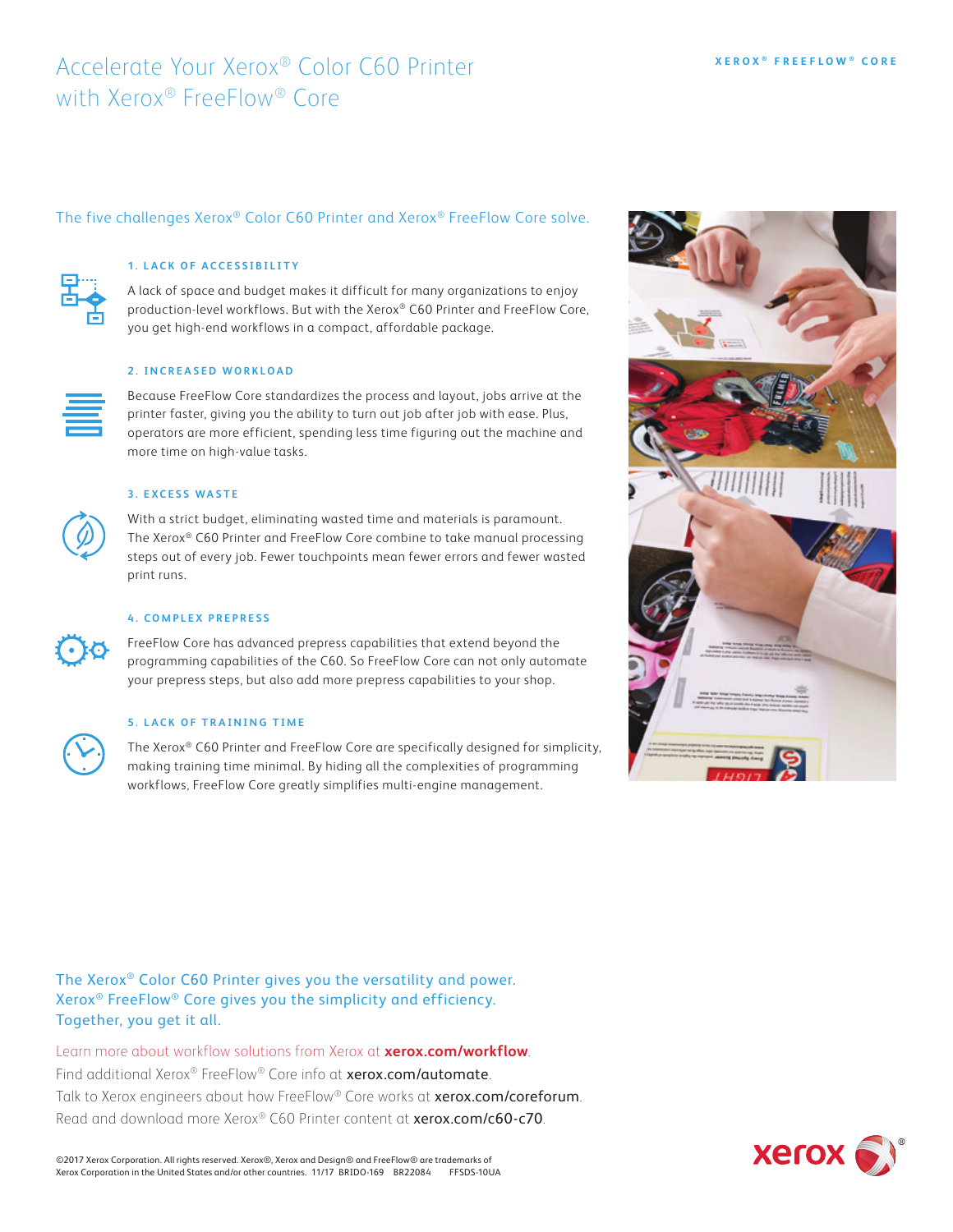# Accelerate Your Xerox® Color C60 Printer with Xerox® FreeFlow® Core

## The five challenges Xerox® Color C60 Printer and Xerox® FreeFlow Core solve.

### 1. LACK OF ACCESSIBILITY

A lack of space and budget makes it difficult for many organizations to enjoy production-level workflows. But with the Xerox® C60 Printer and FreeFlow Core, you get high-end workflows in a compact, affordable package.

### 2. INCREASED WORKLOAD

Because FreeFlow Core standardizes the process and layout, jobs arrive at the printer faster, giving you the ability to turn out job after job with ease. Plus, operators are more efficient, spending less time figuring out the machine and more time on high-value tasks.

### 3. EXCESS WASTE

With a strict budget, eliminating wasted time and materials is paramount. The Xerox® C60 Printer and FreeFlow Core combine to take manual processing steps out of every job. Fewer touchpoints mean fewer errors and fewer wasted print runs.

### 4. COMPLEX PREPRESS

FreeFlow Core has advanced prepress capabilities that extend beyond the programming capabilities of the C60. So FreeFlow Core can not only automate your prepress steps, but also add more prepress capabilities to your shop.

### 5. LACK OF TRAINING TIME

The Xerox® C60 Printer and FreeFlow Core are specifically designed for simplicity, making training time minimal. By hiding all the complexities of programming workflows, FreeFlow Core greatly simplifies multi-engine management.

The Xerox® Color C60 Printer gives you the versatility and power.
Xerox® FreeFlow® Core gives you the simplicity and efficiency.
Together, you get it all.

Learn more about workflow solutions from Xerox at **xerox.com/workflow**.
Find additional Xerox® FreeFlow® Core info at xerox.com/automate.
Talk to Xerox engineers about how FreeFlow® Core works at xerox.com/coreforum.
Read and download more Xerox® C60 Printer content at xerox.com/c60-c70.

©2017 Xerox Corporation. All rights reserved. Xerox®, Xerox and Design® and FreeFlow® are trademarks of Xerox Corporation in the United States and/or other countries. 11/17 BRIDO-169 BR22084 FFSDS-10UA